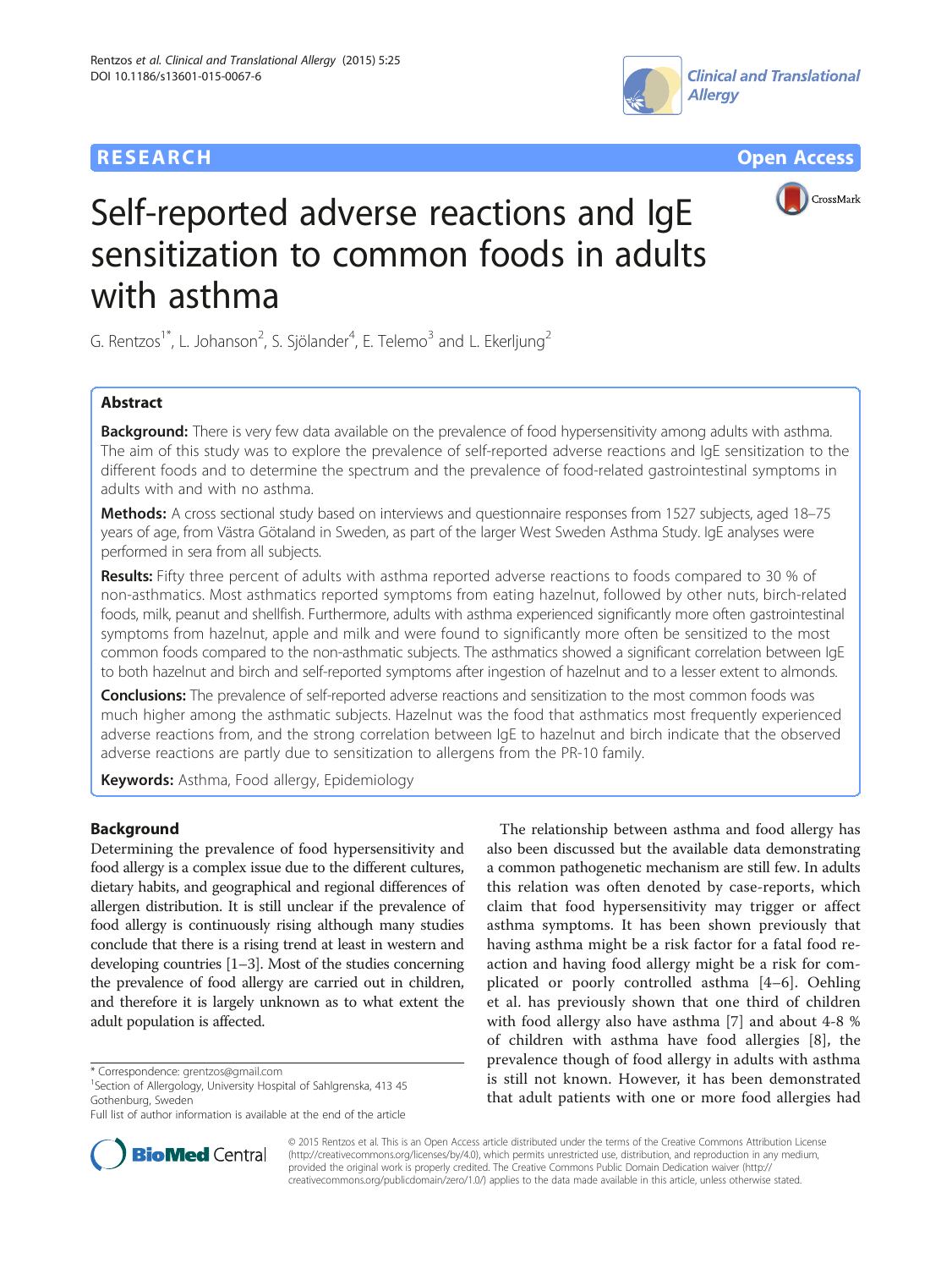RESEARCH

Open Access

# Self-reported adverse reactions and IgE sensitization to common foods in adults with asthma

G. Rentzos[1*], L. Johanson[2], S. Sjölander[4], E. Telemo[3] and L. Ekerljung[2]

## Abstract

**Background:** There is very few data available on the prevalence of food hypersensitivity among adults with asthma. The aim of this study was to explore the prevalence of self-reported adverse reactions and IgE sensitization to the different foods and to determine the spectrum and the prevalence of food-related gastrointestinal symptoms in adults with and with no asthma.

**Methods:** A cross sectional study based on interviews and questionnaire responses from 1527 subjects, aged 18–75 years of age, from Västra Götaland in Sweden, as part of the larger West Sweden Asthma Study. IgE analyses were performed in sera from all subjects.

**Results:** Fifty three percent of adults with asthma reported adverse reactions to foods compared to 30 % of non-asthmatics. Most asthmatics reported symptoms from eating hazelnut, followed by other nuts, birch-related foods, milk, peanut and shellfish. Furthermore, adults with asthma experienced significantly more often gastrointestinal symptoms from hazelnut, apple and milk and were found to significantly more often be sensitized to the most common foods compared to the non-asthmatic subjects. The asthmatics showed a significant correlation between IgE to both hazelnut and birch and self-reported symptoms after ingestion of hazelnut and to a lesser extent to almonds.

**Conclusions:** The prevalence of self-reported adverse reactions and sensitization to the most common foods was much higher among the asthmatic subjects. Hazelnut was the food that asthmatics most frequently experienced adverse reactions from, and the strong correlation between IgE to hazelnut and birch indicate that the observed adverse reactions are partly due to sensitization to allergens from the PR-10 family.

**Keywords:** Asthma, Food allergy, Epidemiology

## Background

Determining the prevalence of food hypersensitivity and food allergy is a complex issue due to the different cultures, dietary habits, and geographical and regional differences of allergen distribution. It is still unclear if the prevalence of food allergy is continuously rising although many studies conclude that there is a rising trend at least in western and developing countries [1–3]. Most of the studies concerning the prevalence of food allergy are carried out in children, and therefore it is largely unknown as to what extent the adult population is affected.

The relationship between asthma and food allergy has also been discussed but the available data demonstrating a common pathogenetic mechanism are still few. In adults this relation was often denoted by case-reports, which claim that food hypersensitivity may trigger or affect asthma symptoms. It has been shown previously that having asthma might be a risk factor for a fatal food reaction and having food allergy might be a risk for complicated or poorly controlled asthma [4–6]. Oehling et al. has previously shown that one third of children with food allergy also have asthma [7] and about 4-8 % of children with asthma have food allergies [8], the prevalence though of food allergy in adults with asthma is still not known. However, it has been demonstrated that adult patients with one or more food allergies had

\* Correspondence: grentzos@gmail.com
[1]Section of Allergology, University Hospital of Sahlgrenska, 413 45 Gothenburg, Sweden
Full list of author information is available at the end of the article

© 2015 Rentzos et al. This is an Open Access article distributed under the terms of the Creative Commons Attribution License (http://creativecommons.org/licenses/by/4.0), which permits unrestricted use, distribution, and reproduction in any medium, provided the original work is properly credited. The Creative Commons Public Domain Dedication waiver (http://creativecommons.org/publicdomain/zero/1.0/) applies to the data made available in this article, unless otherwise stated.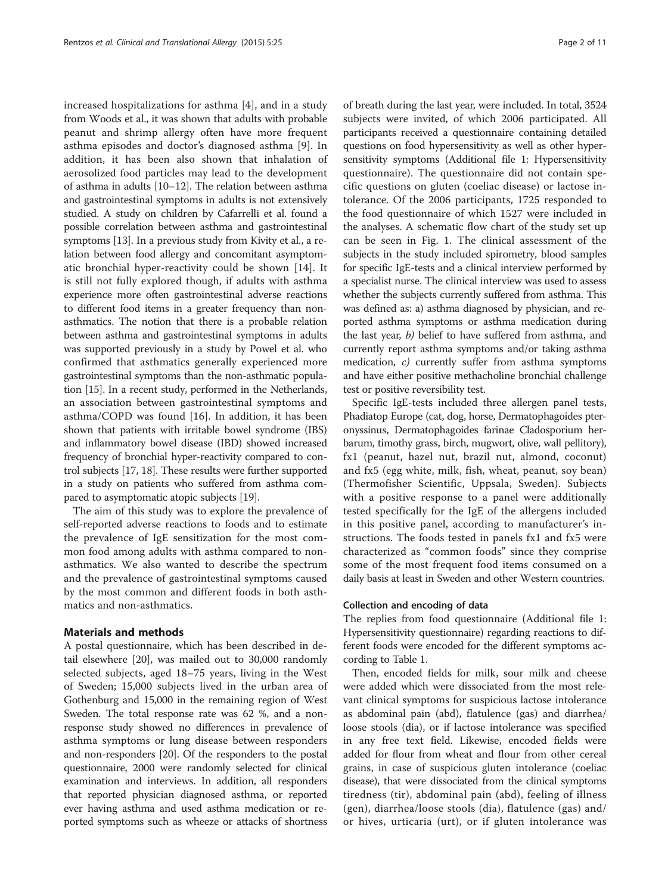increased hospitalizations for asthma [4], and in a study from Woods et al., it was shown that adults with probable peanut and shrimp allergy often have more frequent asthma episodes and doctor's diagnosed asthma [9]. In addition, it has been also shown that inhalation of aerosolized food particles may lead to the development of asthma in adults [10–12]. The relation between asthma and gastrointestinal symptoms in adults is not extensively studied. A study on children by Cafarrelli et al. found a possible correlation between asthma and gastrointestinal symptoms [13]. In a previous study from Kivity et al., a relation between food allergy and concomitant asymptomatic bronchial hyper-reactivity could be shown [14]. It is still not fully explored though, if adults with asthma experience more often gastrointestinal adverse reactions to different food items in a greater frequency than non-asthmatics. The notion that there is a probable relation between asthma and gastrointestinal symptoms in adults was supported previously in a study by Powel et al. who confirmed that asthmatics generally experienced more gastrointestinal symptoms than the non-asthmatic population [15]. In a recent study, performed in the Netherlands, an association between gastrointestinal symptoms and asthma/COPD was found [16]. In addition, it has been shown that patients with irritable bowel syndrome (IBS) and inflammatory bowel disease (IBD) showed increased frequency of bronchial hyper-reactivity compared to control subjects [17, 18]. These results were further supported in a study on patients who suffered from asthma compared to asymptomatic atopic subjects [19].

The aim of this study was to explore the prevalence of self-reported adverse reactions to foods and to estimate the prevalence of IgE sensitization for the most common food among adults with asthma compared to non-asthmatics. We also wanted to describe the spectrum and the prevalence of gastrointestinal symptoms caused by the most common and different foods in both asthmatics and non-asthmatics.

## Materials and methods

A postal questionnaire, which has been described in detail elsewhere [20], was mailed out to 30,000 randomly selected subjects, aged 18–75 years, living in the West of Sweden; 15,000 subjects lived in the urban area of Gothenburg and 15,000 in the remaining region of West Sweden. The total response rate was 62 %, and a non-response study showed no differences in prevalence of asthma symptoms or lung disease between responders and non-responders [20]. Of the responders to the postal questionnaire, 2000 were randomly selected for clinical examination and interviews. In addition, all responders that reported physician diagnosed asthma, or reported ever having asthma and used asthma medication or reported symptoms such as wheeze or attacks of shortness of breath during the last year, were included. In total, 3524 subjects were invited, of which 2006 participated. All participants received a questionnaire containing detailed questions on food hypersensitivity as well as other hypersensitivity symptoms (Additional file 1: Hypersensitivity questionnaire). The questionnaire did not contain specific questions on gluten (coeliac disease) or lactose intolerance. Of the 2006 participants, 1725 responded to the food questionnaire of which 1527 were included in the analyses. A schematic flow chart of the study set up can be seen in Fig. 1. The clinical assessment of the subjects in the study included spirometry, blood samples for specific IgE-tests and a clinical interview performed by a specialist nurse. The clinical interview was used to assess whether the subjects currently suffered from asthma. This was defined as: a) asthma diagnosed by physician, and reported asthma symptoms or asthma medication during the last year, *b)* belief to have suffered from asthma, and currently report asthma symptoms and/or taking asthma medication, *c)* currently suffer from asthma symptoms and have either positive methacholine bronchial challenge test or positive reversibility test.

Specific IgE-tests included three allergen panel tests, Phadiatop Europe (cat, dog, horse, Dermatophagoides pteronyssinus, Dermatophagoides farinae Cladosporium herbarum, timothy grass, birch, mugwort, olive, wall pellitory), fx1 (peanut, hazel nut, brazil nut, almond, coconut) and fx5 (egg white, milk, fish, wheat, peanut, soy bean) (Thermofisher Scientific, Uppsala, Sweden). Subjects with a positive response to a panel were additionally tested specifically for the IgE of the allergens included in this positive panel, according to manufacturer's instructions. The foods tested in panels fx1 and fx5 were characterized as "common foods" since they comprise some of the most frequent food items consumed on a daily basis at least in Sweden and other Western countries.

### Collection and encoding of data

The replies from food questionnaire (Additional file 1: Hypersensitivity questionnaire) regarding reactions to different foods were encoded for the different symptoms according to Table 1.

Then, encoded fields for milk, sour milk and cheese were added which were dissociated from the most relevant clinical symptoms for suspicious lactose intolerance as abdominal pain (abd), flatulence (gas) and diarrhea/loose stools (dia), or if lactose intolerance was specified in any free text field. Likewise, encoded fields were added for flour from wheat and flour from other cereal grains, in case of suspicious gluten intolerance (coeliac disease), that were dissociated from the clinical symptoms tiredness (tir), abdominal pain (abd), feeling of illness (gen), diarrhea/loose stools (dia), flatulence (gas) and/or hives, urticaria (urt), or if gluten intolerance was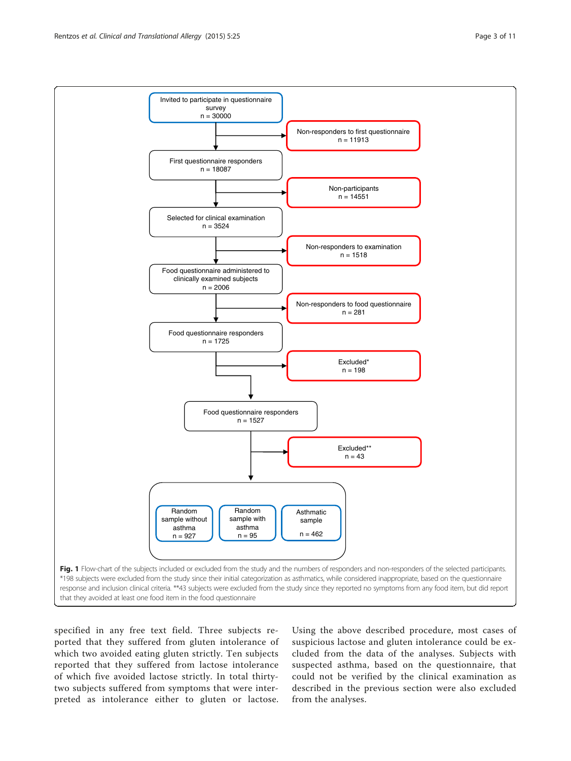Fig. 1 Flow-chart of the subjects included or excluded from the study and the numbers of responders and non-responders of the selected participants. *198 subjects were excluded from the study since their initial categorization as asthmatics, while considered inappropriate, based on the questionnaire response and inclusion clinical criteria. **43 subjects were excluded from the study since they reported no symptoms from any food item, but did report that they avoided at least one food item in the food questionnaire

specified in any free text field. Three subjects reported that they suffered from gluten intolerance of which two avoided eating gluten strictly. Ten subjects reported that they suffered from lactose intolerance of which five avoided lactose strictly. In total thirty-two subjects suffered from symptoms that were interpreted as intolerance either to gluten or lactose. Using the above described procedure, most cases of suspicious lactose and gluten intolerance could be excluded from the data of the analyses. Subjects with suspected asthma, based on the questionnaire, that could not be verified by the clinical examination as described in the previous section were also excluded from the analyses.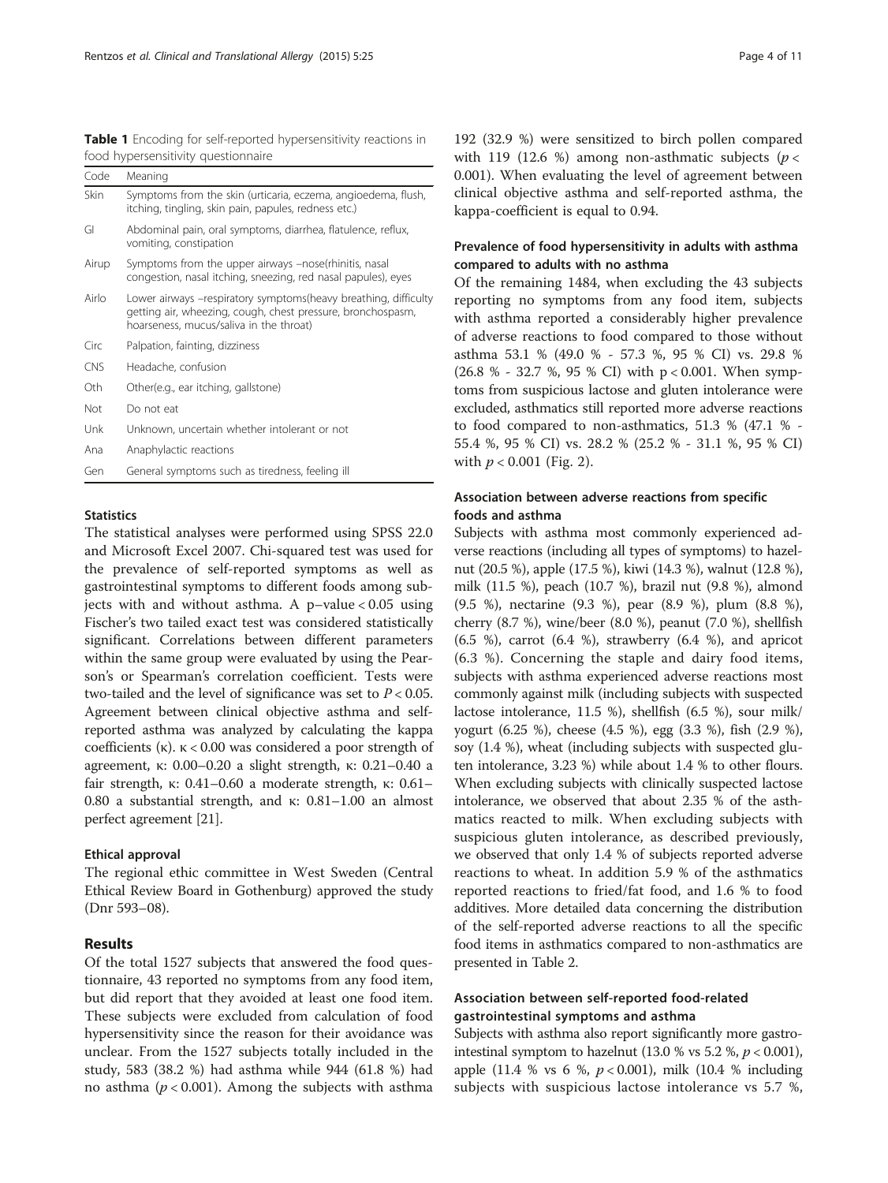**Table 1** Encoding for self-reported hypersensitivity reactions in food hypersensitivity questionnaire

| Code | Meaning |
|---|---|
| Skin | Symptoms from the skin (urticaria, eczema, angioedema, flush, itching, tingling, skin pain, papules, redness etc.) |
| GI | Abdominal pain, oral symptoms, diarrhea, flatulence, reflux, vomiting, constipation |
| Airup | Symptoms from the upper airways –nose(rhinitis, nasal congestion, nasal itching, sneezing, red nasal papules), eyes |
| Airlo | Lower airways –respiratory symptoms(heavy breathing, difficulty getting air, wheezing, cough, chest pressure, bronchospasm, hoarseness, mucus/saliva in the throat) |
| Circ | Palpation, fainting, dizziness |
| CNS | Headache, confusion |
| Oth | Other(e.g., ear itching, gallstone) |
| Not | Do not eat |
| Unk | Unknown, uncertain whether intolerant or not |
| Ana | Anaphylactic reactions |
| Gen | General symptoms such as tiredness, feeling ill |

### Statistics

The statistical analyses were performed using SPSS 22.0 and Microsoft Excel 2007. Chi-squared test was used for the prevalence of self-reported symptoms as well as gastrointestinal symptoms to different foods among subjects with and without asthma. A p–value < 0.05 using Fischer's two tailed exact test was considered statistically significant. Correlations between different parameters within the same group were evaluated by using the Pearson's or Spearman's correlation coefficient. Tests were two-tailed and the level of significance was set to $P < 0.05$. Agreement between clinical objective asthma and self-reported asthma was analyzed by calculating the kappa coefficients (κ). κ < 0.00 was considered a poor strength of agreement, κ: 0.00–0.20 a slight strength, κ: 0.21–0.40 a fair strength, κ: 0.41–0.60 a moderate strength, κ: 0.61–0.80 a substantial strength, and κ: 0.81–1.00 an almost perfect agreement [21].

### Ethical approval

The regional ethic committee in West Sweden (Central Ethical Review Board in Gothenburg) approved the study (Dnr 593–08).

## Results

Of the total 1527 subjects that answered the food questionnaire, 43 reported no symptoms from any food item, but did report that they avoided at least one food item. These subjects were excluded from calculation of food hypersensitivity since the reason for their avoidance was unclear. From the 1527 subjects totally included in the study, 583 (38.2 %) had asthma while 944 (61.8 %) had no asthma ($p < 0.001$). Among the subjects with asthma 192 (32.9 %) were sensitized to birch pollen compared with 119 (12.6 %) among non-asthmatic subjects ($p < 0.001$). When evaluating the level of agreement between clinical objective asthma and self-reported asthma, the kappa-coefficient is equal to 0.94.

### Prevalence of food hypersensitivity in adults with asthma compared to adults with no asthma

Of the remaining 1484, when excluding the 43 subjects reporting no symptoms from any food item, subjects with asthma reported a considerably higher prevalence of adverse reactions to food compared to those without asthma 53.1 % (49.0 % - 57.3 %, 95 % CI) vs. 29.8 % (26.8 % - 32.7 %, 95 % CI) with p < 0.001. When symptoms from suspicious lactose and gluten intolerance were excluded, asthmatics still reported more adverse reactions to food compared to non-asthmatics, 51.3 % (47.1 % - 55.4 %, 95 % CI) vs. 28.2 % (25.2 % - 31.1 %, 95 % CI) with $p < 0.001$ (Fig. 2).

### Association between adverse reactions from specific foods and asthma

Subjects with asthma most commonly experienced adverse reactions (including all types of symptoms) to hazelnut (20.5 %), apple (17.5 %), kiwi (14.3 %), walnut (12.8 %), milk (11.5 %), peach (10.7 %), brazil nut (9.8 %), almond (9.5 %), nectarine (9.3 %), pear (8.9 %), plum (8.8 %), cherry (8.7 %), wine/beer (8.0 %), peanut (7.0 %), shellfish (6.5 %), carrot (6.4 %), strawberry (6.4 %), and apricot (6.3 %). Concerning the staple and dairy food items, subjects with asthma experienced adverse reactions most commonly against milk (including subjects with suspected lactose intolerance, 11.5 %), shellfish (6.5 %), sour milk/yogurt (6.25 %), cheese (4.5 %), egg (3.3 %), fish (2.9 %), soy (1.4 %), wheat (including subjects with suspected gluten intolerance, 3.23 %) while about 1.4 % to other flours. When excluding subjects with clinically suspected lactose intolerance, we observed that about 2.35 % of the asthmatics reacted to milk. When excluding subjects with suspicious gluten intolerance, as described previously, we observed that only 1.4 % of subjects reported adverse reactions to wheat. In addition 5.9 % of the asthmatics reported reactions to fried/fat food, and 1.6 % to food additives. More detailed data concerning the distribution of the self-reported adverse reactions to all the specific food items in asthmatics compared to non-asthmatics are presented in Table 2.

### Association between self-reported food-related gastrointestinal symptoms and asthma

Subjects with asthma also report significantly more gastrointestinal symptom to hazelnut (13.0 % vs 5.2 %, $p < 0.001$), apple (11.4 % vs 6 %, $p < 0.001$), milk (10.4 % including subjects with suspicious lactose intolerance vs 5.7 %,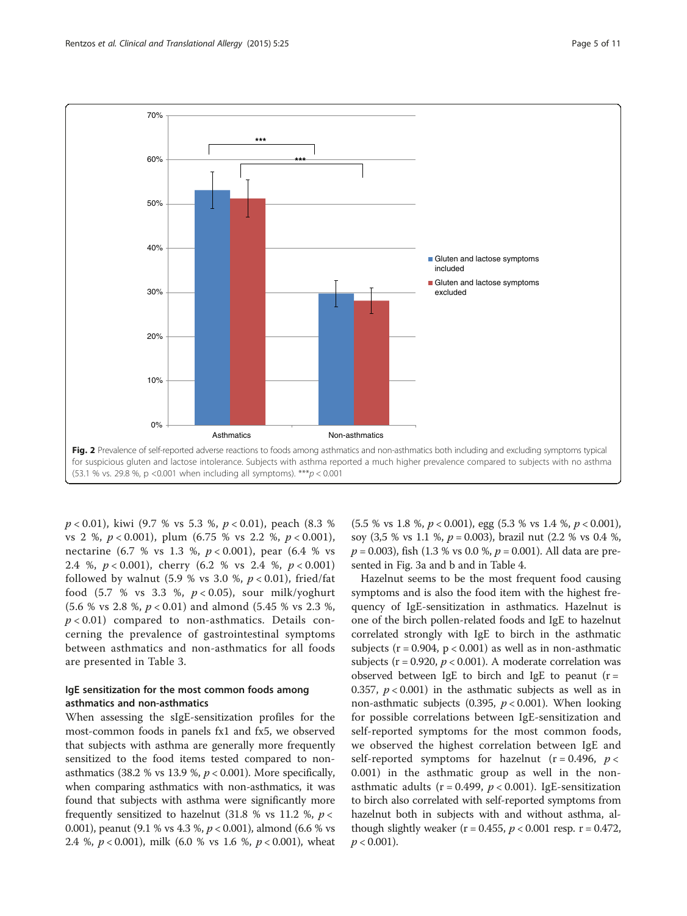Fig. 2 Prevalence of self-reported adverse reactions to foods among asthmatics and non-asthmatics both including and excluding symptoms typical for suspicious gluten and lactose intolerance. Subjects with asthma reported a much higher prevalence compared to subjects with no asthma (53.1 % vs. 29.8 %, p <0.001 when including all symptoms). *** $p < 0.001$

$p < 0.01$), kiwi (9.7 % vs 5.3 %, $p < 0.01$), peach (8.3 % vs 2 %, $p < 0.001$), plum (6.75 % vs 2.2 %, $p < 0.001$), nectarine (6.7 % vs 1.3 %, $p < 0.001$), pear (6.4 % vs 2.4 %, $p < 0.001$), cherry (6.2 % vs 2.4 %, $p < 0.001$) followed by walnut (5.9 % vs 3.0 %, $p < 0.01$), fried/fat food (5.7 % vs 3.3 %, $p < 0.05$), sour milk/yoghurt (5.6 % vs 2.8 %, $p < 0.01$) and almond (5.45 % vs 2.3 %, $p < 0.01$) compared to non-asthmatics. Details concerning the prevalence of gastrointestinal symptoms between asthmatics and non-asthmatics for all foods are presented in Table 3.

### IgE sensitization for the most common foods among asthmatics and non-asthmatics

When assessing the sIgE-sensitization profiles for the most-common foods in panels fx1 and fx5, we observed that subjects with asthma are generally more frequently sensitized to the food items tested compared to non-asthmatics (38.2 % vs 13.9 %, $p < 0.001$). More specifically, when comparing asthmatics with non-asthmatics, it was found that subjects with asthma were significantly more frequently sensitized to hazelnut (31.8 % vs 11.2 %, $p < 0.001$), peanut (9.1 % vs 4.3 %, $p < 0.001$), almond (6.6 % vs 2.4 %, $p < 0.001$), milk (6.0 % vs 1.6 %, $p < 0.001$), wheat (5.5 % vs 1.8 %, $p < 0.001$), egg (5.3 % vs 1.4 %, $p < 0.001$), soy (3,5 % vs 1.1 %, $p = 0.003$), brazil nut (2.2 % vs 0.4 %, $p = 0.003$), fish (1.3 % vs 0.0 %, $p = 0.001$). All data are presented in Fig. 3a and b and in Table 4.

Hazelnut seems to be the most frequent food causing symptoms and is also the food item with the highest frequency of IgE-sensitization in asthmatics. Hazelnut is one of the birch pollen-related foods and IgE to hazelnut correlated strongly with IgE to birch in the asthmatic subjects ($r = 0.904$, $p < 0.001$) as well as in non-asthmatic subjects ($r = 0.920$, $p < 0.001$). A moderate correlation was observed between IgE to birch and IgE to peanut ($r = 0.357$, $p < 0.001$) in the asthmatic subjects as well as in non-asthmatic subjects (0.395, $p < 0.001$). When looking for possible correlations between IgE-sensitization and self-reported symptoms for the most common foods, we observed the highest correlation between IgE and self-reported symptoms for hazelnut ($r = 0.496$, $p < 0.001$) in the asthmatic group as well in the non-asthmatic adults ($r = 0.499$, $p < 0.001$). IgE-sensitization to birch also correlated with self-reported symptoms from hazelnut both in subjects with and without asthma, although slightly weaker ($r = 0.455$, $p < 0.001$ resp. $r = 0.472$, $p < 0.001$).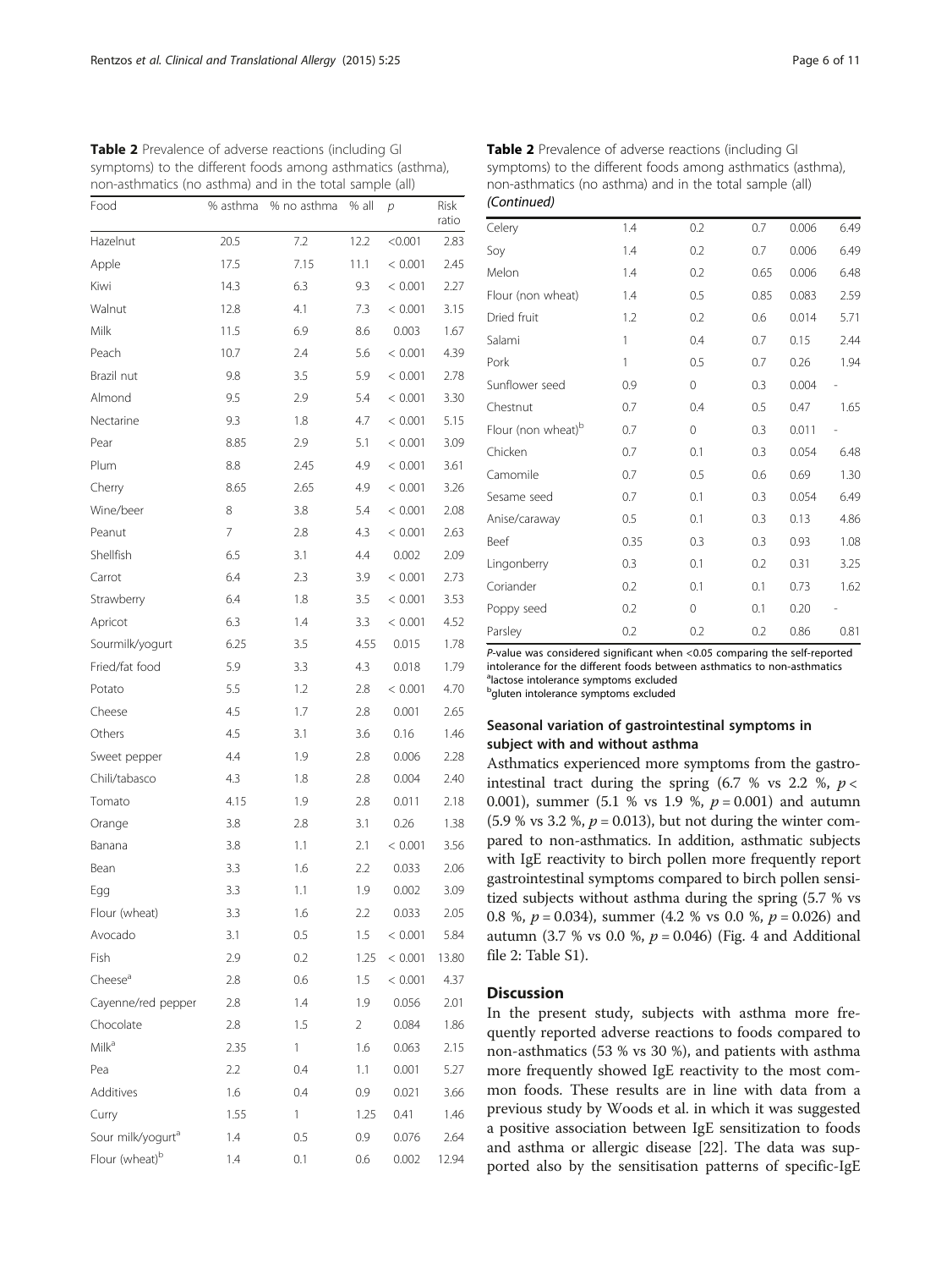**Table 2** Prevalence of adverse reactions (including GI symptoms) to the different foods among asthmatics (asthma), non-asthmatics (no asthma) and in the total sample (all)

| Food | % asthma | % no asthma | % all | p | Risk ratio |
|---|---|---|---|---|---|
| Hazelnut | 20.5 | 7.2 | 12.2 | <0.001 | 2.83 |
| Apple | 17.5 | 7.15 | 11.1 | < 0.001 | 2.45 |
| Kiwi | 14.3 | 6.3 | 9.3 | < 0.001 | 2.27 |
| Walnut | 12.8 | 4.1 | 7.3 | < 0.001 | 3.15 |
| Milk | 11.5 | 6.9 | 8.6 | 0.003 | 1.67 |
| Peach | 10.7 | 2.4 | 5.6 | < 0.001 | 4.39 |
| Brazil nut | 9.8 | 3.5 | 5.9 | < 0.001 | 2.78 |
| Almond | 9.5 | 2.9 | 5.4 | < 0.001 | 3.30 |
| Nectarine | 9.3 | 1.8 | 4.7 | < 0.001 | 5.15 |
| Pear | 8.85 | 2.9 | 5.1 | < 0.001 | 3.09 |
| Plum | 8.8 | 2.45 | 4.9 | < 0.001 | 3.61 |
| Cherry | 8.65 | 2.65 | 4.9 | < 0.001 | 3.26 |
| Wine/beer | 8 | 3.8 | 5.4 | < 0.001 | 2.08 |
| Peanut | 7 | 2.8 | 4.3 | < 0.001 | 2.63 |
| Shellfish | 6.5 | 3.1 | 4.4 | 0.002 | 2.09 |
| Carrot | 6.4 | 2.3 | 3.9 | < 0.001 | 2.73 |
| Strawberry | 6.4 | 1.8 | 3.5 | < 0.001 | 3.53 |
| Apricot | 6.3 | 1.4 | 3.3 | < 0.001 | 4.52 |
| Sourmilk/yogurt | 6.25 | 3.5 | 4.55 | 0.015 | 1.78 |
| Fried/fat food | 5.9 | 3.3 | 4.3 | 0.018 | 1.79 |
| Potato | 5.5 | 1.2 | 2.8 | < 0.001 | 4.70 |
| Cheese | 4.5 | 1.7 | 2.8 | 0.001 | 2.65 |
| Others | 4.5 | 3.1 | 3.6 | 0.16 | 1.46 |
| Sweet pepper | 4.4 | 1.9 | 2.8 | 0.006 | 2.28 |
| Chili/tabasco | 4.3 | 1.8 | 2.8 | 0.004 | 2.40 |
| Tomato | 4.15 | 1.9 | 2.8 | 0.011 | 2.18 |
| Orange | 3.8 | 2.8 | 3.1 | 0.26 | 1.38 |
| Banana | 3.8 | 1.1 | 2.1 | < 0.001 | 3.56 |
| Bean | 3.3 | 1.6 | 2.2 | 0.033 | 2.06 |
| Egg | 3.3 | 1.1 | 1.9 | 0.002 | 3.09 |
| Flour (wheat) | 3.3 | 1.6 | 2.2 | 0.033 | 2.05 |
| Avocado | 3.1 | 0.5 | 1.5 | < 0.001 | 5.84 |
| Fish | 2.9 | 0.2 | 1.25 | < 0.001 | 13.80 |
| Cheese[a] | 2.8 | 0.6 | 1.5 | < 0.001 | 4.37 |
| Cayenne/red pepper | 2.8 | 1.4 | 1.9 | 0.056 | 2.01 |
| Chocolate | 2.8 | 1.5 | 2 | 0.084 | 1.86 |
| Milk[a] | 2.35 | 1 | 1.6 | 0.063 | 2.15 |
| Pea | 2.2 | 0.4 | 1.1 | 0.001 | 5.27 |
| Additives | 1.6 | 0.4 | 0.9 | 0.021 | 3.66 |
| Curry | 1.55 | 1 | 1.25 | 0.41 | 1.46 |
| Sour milk/yogurt[a] | 1.4 | 0.5 | 0.9 | 0.076 | 2.64 |
| Flour (wheat)[b] | 1.4 | 0.1 | 0.6 | 0.002 | 12.94 |
| Celery | 1.4 | 0.2 | 0.7 | 0.006 | 6.49 |
| Soy | 1.4 | 0.2 | 0.7 | 0.006 | 6.49 |
| Melon | 1.4 | 0.2 | 0.65 | 0.006 | 6.48 |
| Flour (non wheat) | 1.4 | 0.5 | 0.85 | 0.083 | 2.59 |
| Dried fruit | 1.2 | 0.2 | 0.6 | 0.014 | 5.71 |
| Salami | 1 | 0.4 | 0.7 | 0.15 | 2.44 |
| Pork | 1 | 0.5 | 0.7 | 0.26 | 1.94 |
| Sunflower seed | 0.9 | 0 | 0.3 | 0.004 | - |
| Chestnut | 0.7 | 0.4 | 0.5 | 0.47 | 1.65 |
| Flour (non wheat)[b] | 0.7 | 0 | 0.3 | 0.011 | - |
| Chicken | 0.7 | 0.1 | 0.3 | 0.054 | 6.48 |
| Camomile | 0.7 | 0.5 | 0.6 | 0.69 | 1.30 |
| Sesame seed | 0.7 | 0.1 | 0.3 | 0.054 | 6.49 |
| Anise/caraway | 0.5 | 0.1 | 0.3 | 0.13 | 4.86 |
| Beef | 0.35 | 0.3 | 0.3 | 0.93 | 1.08 |
| Lingonberry | 0.3 | 0.1 | 0.2 | 0.31 | 3.25 |
| Coriander | 0.2 | 0.1 | 0.1 | 0.73 | 1.62 |
| Poppy seed | 0.2 | 0 | 0.1 | 0.20 | - |
| Parsley | 0.2 | 0.2 | 0.2 | 0.86 | 0.81 |

*P*-value was considered significant when <0.05 comparing the self-reported intolerance for the different foods between asthmatics to non-asthmatics
[a]lactose intolerance symptoms excluded
[b]gluten intolerance symptoms excluded

### Seasonal variation of gastrointestinal symptoms in subject with and without asthma

Asthmatics experienced more symptoms from the gastrointestinal tract during the spring (6.7 % vs 2.2 %, $p < 0.001$), summer (5.1 % vs 1.9 %, $p = 0.001$) and autumn (5.9 % vs 3.2 %, $p = 0.013$), but not during the winter compared to non-asthmatics. In addition, asthmatic subjects with IgE reactivity to birch pollen more frequently report gastrointestinal symptoms compared to birch pollen sensitized subjects without asthma during the spring (5.7 % vs 0.8 %, $p = 0.034$), summer (4.2 % vs 0.0 %, $p = 0.026$) and autumn (3.7 % vs 0.0 %, $p = 0.046$) (Fig. 4 and Additional file 2: Table S1).

## Discussion

In the present study, subjects with asthma more frequently reported adverse reactions to foods compared to non-asthmatics (53 % vs 30 %), and patients with asthma more frequently showed IgE reactivity to the most common foods. These results are in line with data from a previous study by Woods et al. in which it was suggested a positive association between IgE sensitization to foods and asthma or allergic disease [22]. The data was supported also by the sensitisation patterns of specific-IgE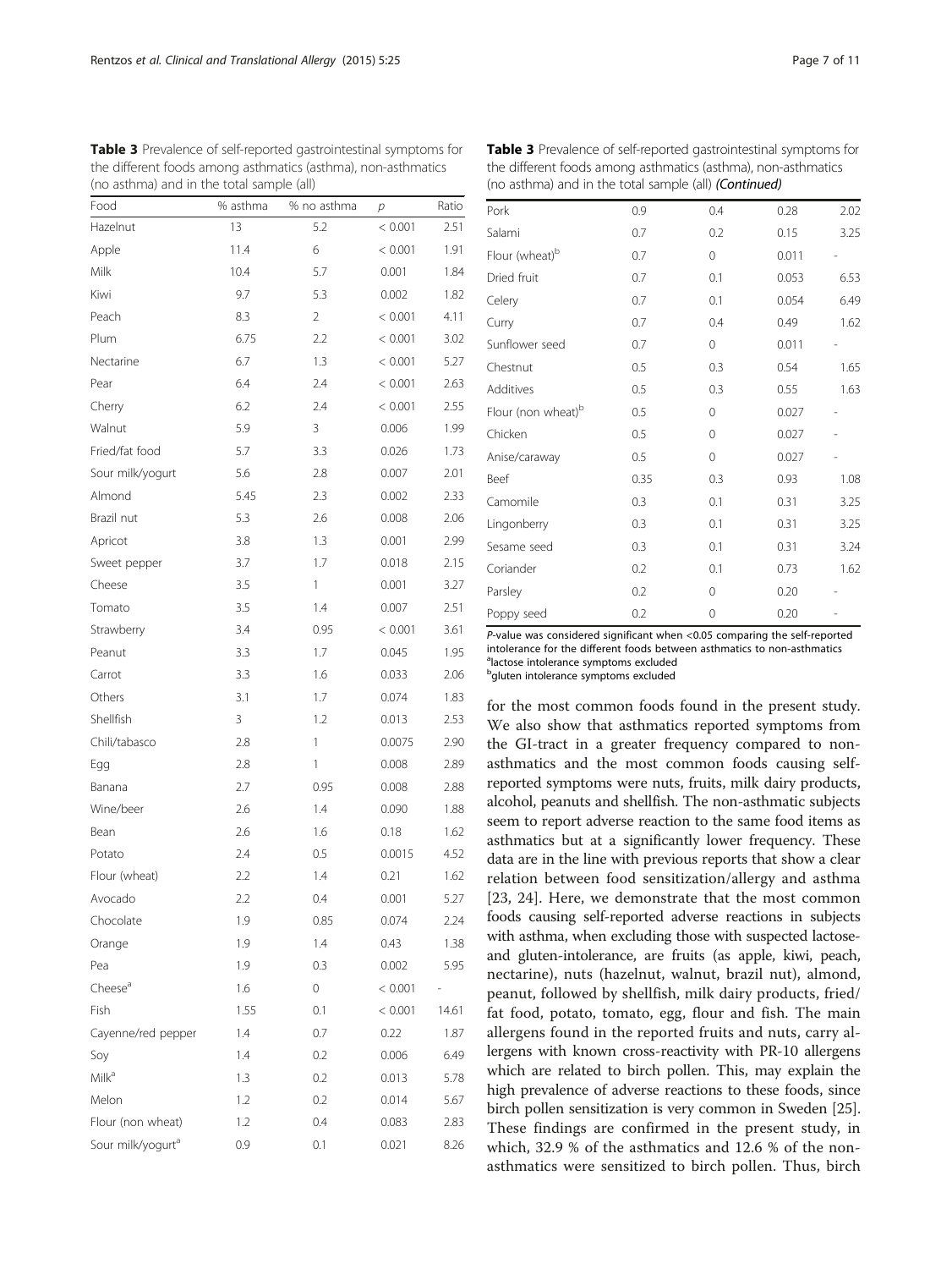**Table 3** Prevalence of self-reported gastrointestinal symptoms for the different foods among asthmatics (asthma), non-asthmatics (no asthma) and in the total sample (all)

| Food | % asthma | % no asthma | *p* | Ratio |
|---|---|---|---|---|
| Hazelnut | 13 | 5.2 | < 0.001 | 2.51 |
| Apple | 11.4 | 6 | < 0.001 | 1.91 |
| Milk | 10.4 | 5.7 | 0.001 | 1.84 |
| Kiwi | 9.7 | 5.3 | 0.002 | 1.82 |
| Peach | 8.3 | 2 | < 0.001 | 4.11 |
| Plum | 6.75 | 2.2 | < 0.001 | 3.02 |
| Nectarine | 6.7 | 1.3 | < 0.001 | 5.27 |
| Pear | 6.4 | 2.4 | < 0.001 | 2.63 |
| Cherry | 6.2 | 2.4 | < 0.001 | 2.55 |
| Walnut | 5.9 | 3 | 0.006 | 1.99 |
| Fried/fat food | 5.7 | 3.3 | 0.026 | 1.73 |
| Sour milk/yogurt | 5.6 | 2.8 | 0.007 | 2.01 |
| Almond | 5.45 | 2.3 | 0.002 | 2.33 |
| Brazil nut | 5.3 | 2.6 | 0.008 | 2.06 |
| Apricot | 3.8 | 1.3 | 0.001 | 2.99 |
| Sweet pepper | 3.7 | 1.7 | 0.018 | 2.15 |
| Cheese | 3.5 | 1 | 0.001 | 3.27 |
| Tomato | 3.5 | 1.4 | 0.007 | 2.51 |
| Strawberry | 3.4 | 0.95 | < 0.001 | 3.61 |
| Peanut | 3.3 | 1.7 | 0.045 | 1.95 |
| Carrot | 3.3 | 1.6 | 0.033 | 2.06 |
| Others | 3.1 | 1.7 | 0.074 | 1.83 |
| Shellfish | 3 | 1.2 | 0.013 | 2.53 |
| Chili/tabasco | 2.8 | 1 | 0.0075 | 2.90 |
| Egg | 2.8 | 1 | 0.008 | 2.89 |
| Banana | 2.7 | 0.95 | 0.008 | 2.88 |
| Wine/beer | 2.6 | 1.4 | 0.090 | 1.88 |
| Bean | 2.6 | 1.6 | 0.18 | 1.62 |
| Potato | 2.4 | 0.5 | 0.0015 | 4.52 |
| Flour (wheat) | 2.2 | 1.4 | 0.21 | 1.62 |
| Avocado | 2.2 | 0.4 | 0.001 | 5.27 |
| Chocolate | 1.9 | 0.85 | 0.074 | 2.24 |
| Orange | 1.9 | 1.4 | 0.43 | 1.38 |
| Pea | 1.9 | 0.3 | 0.002 | 5.95 |
| Cheese[a] | 1.6 | 0 | < 0.001 | - |
| Fish | 1.55 | 0.1 | < 0.001 | 14.61 |
| Cayenne/red pepper | 1.4 | 0.7 | 0.22 | 1.87 |
| Soy | 1.4 | 0.2 | 0.006 | 6.49 |
| Milk[a] | 1.3 | 0.2 | 0.013 | 5.78 |
| Melon | 1.2 | 0.2 | 0.014 | 5.67 |
| Flour (non wheat) | 1.2 | 0.4 | 0.083 | 2.83 |
| Sour milk/yogurt[a] | 0.9 | 0.1 | 0.021 | 8.26 |
| Pork | 0.9 | 0.4 | 0.28 | 2.02 |
| Salami | 0.7 | 0.2 | 0.15 | 3.25 |
| Flour (wheat)[b] | 0.7 | 0 | 0.011 | - |
| Dried fruit | 0.7 | 0.1 | 0.053 | 6.53 |
| Celery | 0.7 | 0.1 | 0.054 | 6.49 |
| Curry | 0.7 | 0.4 | 0.49 | 1.62 |
| Sunflower seed | 0.7 | 0 | 0.011 | - |
| Chestnut | 0.5 | 0.3 | 0.54 | 1.65 |
| Additives | 0.5 | 0.3 | 0.55 | 1.63 |
| Flour (non wheat)[b] | 0.5 | 0 | 0.027 | - |
| Chicken | 0.5 | 0 | 0.027 | - |
| Anise/caraway | 0.5 | 0 | 0.027 | - |
| Beef | 0.35 | 0.3 | 0.93 | 1.08 |
| Camomile | 0.3 | 0.1 | 0.31 | 3.25 |
| Lingonberry | 0.3 | 0.1 | 0.31 | 3.25 |
| Sesame seed | 0.3 | 0.1 | 0.31 | 3.24 |
| Coriander | 0.2 | 0.1 | 0.73 | 1.62 |
| Parsley | 0.2 | 0 | 0.20 | - |
| Poppy seed | 0.2 | 0 | 0.20 | - |

*P*-value was considered significant when <0.05 comparing the self-reported intolerance for the different foods between asthmatics to non-asthmatics
[a]lactose intolerance symptoms excluded
[b]gluten intolerance symptoms excluded

for the most common foods found in the present study. We also show that asthmatics reported symptoms from the GI-tract in a greater frequency compared to non-asthmatics and the most common foods causing self-reported symptoms were nuts, fruits, milk dairy products, alcohol, peanuts and shellfish. The non-asthmatic subjects seem to report adverse reaction to the same food items as asthmatics but at a significantly lower frequency. These data are in the line with previous reports that show a clear relation between food sensitization/allergy and asthma [23, 24]. Here, we demonstrate that the most common foods causing self-reported adverse reactions in subjects with asthma, when excluding those with suspected lactose- and gluten-intolerance, are fruits (as apple, kiwi, peach, nectarine), nuts (hazelnut, walnut, brazil nut), almond, peanut, followed by shellfish, milk dairy products, fried/fat food, potato, tomato, egg, flour and fish. The main allergens found in the reported fruits and nuts, carry allergens with known cross-reactivity with PR-10 allergens which are related to birch pollen. This, may explain the high prevalence of adverse reactions to these foods, since birch pollen sensitization is very common in Sweden [25]. These findings are confirmed in the present study, in which, 32.9 % of the asthmatics and 12.6 % of the non-asthmatics were sensitized to birch pollen. Thus, birch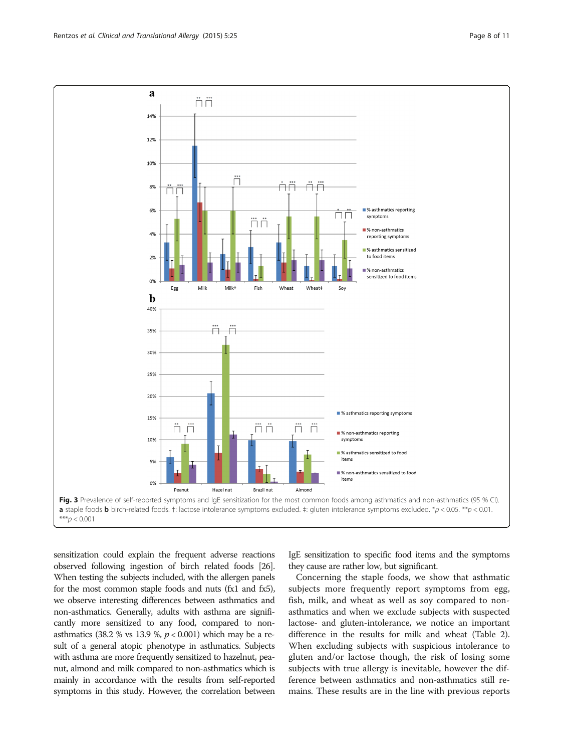Fig. 3 Prevalence of self-reported symptoms and IgE sensitization for the most common foods among asthmatics and non-asthmatics (95 % CI). **a** staple foods **b** birch-related foods. †: lactose intolerance symptoms excluded. ‡: gluten intolerance symptoms excluded. *$p < 0.05$. **$p < 0.01$. ***$p < 0.001$

sensitization could explain the frequent adverse reactions observed following ingestion of birch related foods [26]. When testing the subjects included, with the allergen panels for the most common staple foods and nuts (fx1 and fx5), we observe interesting differences between asthmatics and non-asthmatics. Generally, adults with asthma are significantly more sensitized to any food, compared to non-asthmatics (38.2 % vs 13.9 %, $p < 0.001$) which may be a result of a general atopic phenotype in asthmatics. Subjects with asthma are more frequently sensitized to hazelnut, peanut, almond and milk compared to non-asthmatics which is mainly in accordance with the results from self-reported symptoms in this study. However, the correlation between IgE sensitization to specific food items and the symptoms they cause are rather low, but significant.

Concerning the staple foods, we show that asthmatic subjects more frequently report symptoms from egg, fish, milk, and wheat as well as soy compared to non-asthmatics and when we exclude subjects with suspected lactose- and gluten-intolerance, we notice an important difference in the results for milk and wheat (Table 2). When excluding subjects with suspicious intolerance to gluten and/or lactose though, the risk of losing some subjects with true allergy is inevitable, however the difference between asthmatics and non-asthmatics still remains. These results are in the line with previous reports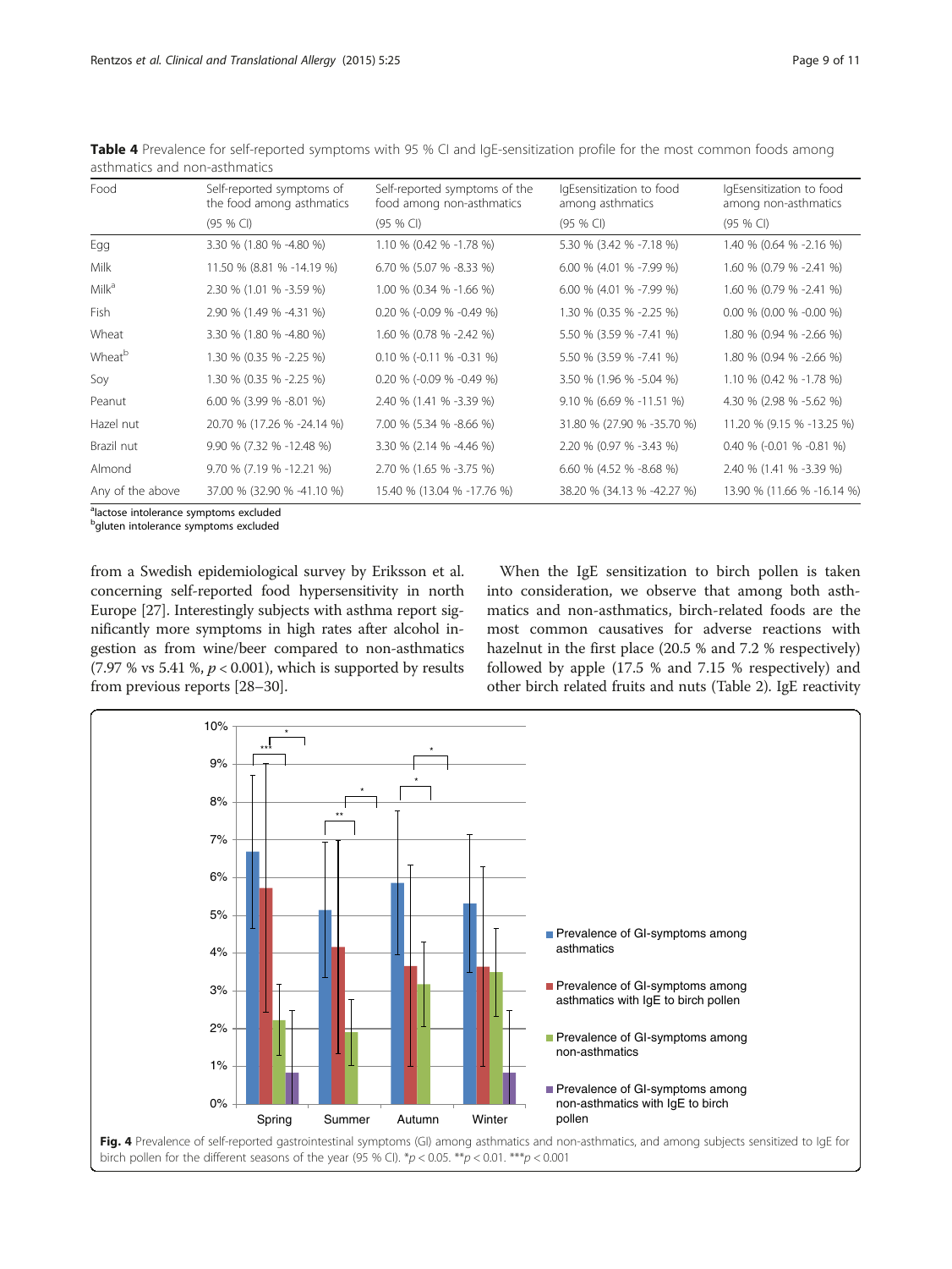**Table 4** Prevalence for self-reported symptoms with 95 % CI and IgE-sensitization profile for the most common foods among asthmatics and non-asthmatics

| Food | Self-reported symptoms of the food among asthmatics (95 % CI) | Self-reported symptoms of the food among non-asthmatics (95 % CI) | IgEsensitization to food among asthmatics (95 % CI) | IgEsensitization to food among non-asthmatics (95 % CI) |
|---|---|---|---|---|
| Egg | 3.30 % (1.80 % -4.80 %) | 1.10 % (0.42 % -1.78 %) | 5.30 % (3.42 % -7.18 %) | 1.40 % (0.64 % -2.16 %) |
| Milk | 11.50 % (8.81 % -14.19 %) | 6.70 % (5.07 % -8.33 %) | 6.00 % (4.01 % -7.99 %) | 1.60 % (0.79 % -2.41 %) |
| Milk[a] | 2.30 % (1.01 % -3.59 %) | 1.00 % (0.34 % -1.66 %) | 6.00 % (4.01 % -7.99 %) | 1.60 % (0.79 % -2.41 %) |
| Fish | 2.90 % (1.49 % -4.31 %) | 0.20 % (-0.09 % -0.49 %) | 1.30 % (0.35 % -2.25 %) | 0.00 % (0.00 % -0.00 %) |
| Wheat | 3.30 % (1.80 % -4.80 %) | 1.60 % (0.78 % -2.42 %) | 5.50 % (3.59 % -7.41 %) | 1.80 % (0.94 % -2.66 %) |
| Wheat[b] | 1.30 % (0.35 % -2.25 %) | 0.10 % (-0.11 % -0.31 %) | 5.50 % (3.59 % -7.41 %) | 1.80 % (0.94 % -2.66 %) |
| Soy | 1.30 % (0.35 % -2.25 %) | 0.20 % (-0.09 % -0.49 %) | 3.50 % (1.96 % -5.04 %) | 1.10 % (0.42 % -1.78 %) |
| Peanut | 6.00 % (3.99 % -8.01 %) | 2.40 % (1.41 % -3.39 %) | 9.10 % (6.69 % -11.51 %) | 4.30 % (2.98 % -5.62 %) |
| Hazel nut | 20.70 % (17.26 % -24.14 %) | 7.00 % (5.34 % -8.66 %) | 31.80 % (27.90 % -35.70 %) | 11.20 % (9.15 % -13.25 %) |
| Brazil nut | 9.90 % (7.32 % -12.48 %) | 3.30 % (2.14 % -4.46 %) | 2.20 % (0.97 % -3.43 %) | 0.40 % (-0.01 % -0.81 %) |
| Almond | 9.70 % (7.19 % -12.21 %) | 2.70 % (1.65 % -3.75 %) | 6.60 % (4.52 % -8.68 %) | 2.40 % (1.41 % -3.39 %) |
| Any of the above | 37.00 % (32.90 % -41.10 %) | 15.40 % (13.04 % -17.76 %) | 38.20 % (34.13 % -42.27 %) | 13.90 % (11.66 % -16.14 %) |

[a]lactose intolerance symptoms excluded
[b]gluten intolerance symptoms excluded

from a Swedish epidemiological survey by Eriksson et al. concerning self-reported food hypersensitivity in north Europe [27]. Interestingly subjects with asthma report significantly more symptoms in high rates after alcohol ingestion as from wine/beer compared to non-asthmatics (7.97 % vs 5.41 %, $p < 0.001$), which is supported by results from previous reports [28–30].

When the IgE sensitization to birch pollen is taken into consideration, we observe that among both asthmatics and non-asthmatics, birch-related foods are the most common causatives for adverse reactions with hazelnut in the first place (20.5 % and 7.2 % respectively) followed by apple (17.5 % and 7.15 % respectively) and other birch related fruits and nuts (Table 2). IgE reactivity

**Fig. 4** Prevalence of self-reported gastrointestinal symptoms (GI) among asthmatics and non-asthmatics, and among subjects sensitized to IgE for birch pollen for the different seasons of the year (95 % CI). *$p < 0.05$. **$p < 0.01$. ***$p < 0.001$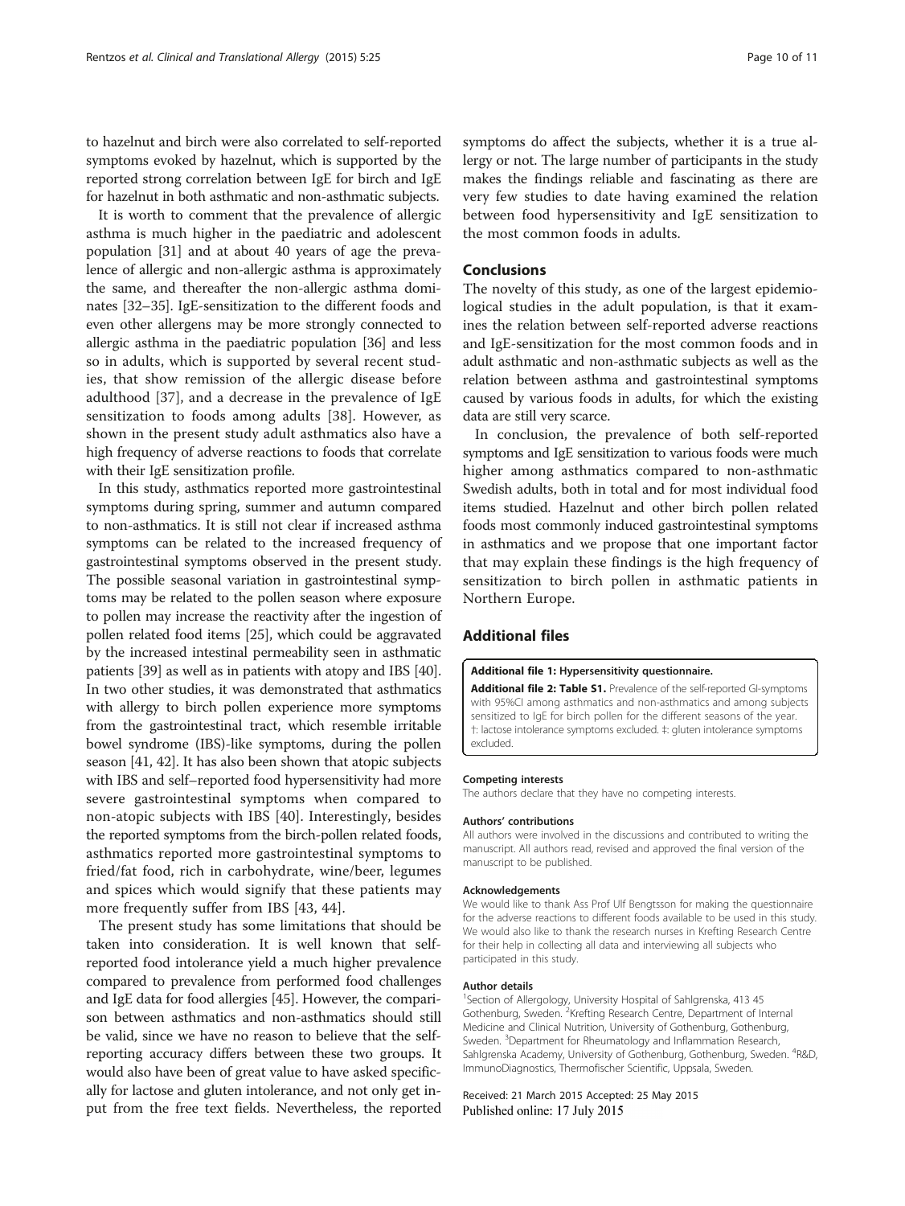to hazelnut and birch were also correlated to self-reported symptoms evoked by hazelnut, which is supported by the reported strong correlation between IgE for birch and IgE for hazelnut in both asthmatic and non-asthmatic subjects.

It is worth to comment that the prevalence of allergic asthma is much higher in the paediatric and adolescent population [31] and at about 40 years of age the prevalence of allergic and non-allergic asthma is approximately the same, and thereafter the non-allergic asthma dominates [32–35]. IgE-sensitization to the different foods and even other allergens may be more strongly connected to allergic asthma in the paediatric population [36] and less so in adults, which is supported by several recent studies, that show remission of the allergic disease before adulthood [37], and a decrease in the prevalence of IgE sensitization to foods among adults [38]. However, as shown in the present study adult asthmatics also have a high frequency of adverse reactions to foods that correlate with their IgE sensitization profile.

In this study, asthmatics reported more gastrointestinal symptoms during spring, summer and autumn compared to non-asthmatics. It is still not clear if increased asthma symptoms can be related to the increased frequency of gastrointestinal symptoms observed in the present study. The possible seasonal variation in gastrointestinal symptoms may be related to the pollen season where exposure to pollen may increase the reactivity after the ingestion of pollen related food items [25], which could be aggravated by the increased intestinal permeability seen in asthmatic patients [39] as well as in patients with atopy and IBS [40]. In two other studies, it was demonstrated that asthmatics with allergy to birch pollen experience more symptoms from the gastrointestinal tract, which resemble irritable bowel syndrome (IBS)-like symptoms, during the pollen season [41, 42]. It has also been shown that atopic subjects with IBS and self–reported food hypersensitivity had more severe gastrointestinal symptoms when compared to non-atopic subjects with IBS [40]. Interestingly, besides the reported symptoms from the birch-pollen related foods, asthmatics reported more gastrointestinal symptoms to fried/fat food, rich in carbohydrate, wine/beer, legumes and spices which would signify that these patients may more frequently suffer from IBS [43, 44].

The present study has some limitations that should be taken into consideration. It is well known that self-reported food intolerance yield a much higher prevalence compared to prevalence from performed food challenges and IgE data for food allergies [45]. However, the comparison between asthmatics and non-asthmatics should still be valid, since we have no reason to believe that the self-reporting accuracy differs between these two groups. It would also have been of great value to have asked specifically for lactose and gluten intolerance, and not only get input from the free text fields. Nevertheless, the reported symptoms do affect the subjects, whether it is a true allergy or not. The large number of participants in the study makes the findings reliable and fascinating as there are very few studies to date having examined the relation between food hypersensitivity and IgE sensitization to the most common foods in adults.

## Conclusions

The novelty of this study, as one of the largest epidemiological studies in the adult population, is that it examines the relation between self-reported adverse reactions and IgE-sensitization for the most common foods and in adult asthmatic and non-asthmatic subjects as well as the relation between asthma and gastrointestinal symptoms caused by various foods in adults, for which the existing data are still very scarce.

In conclusion, the prevalence of both self-reported symptoms and IgE sensitization to various foods were much higher among asthmatics compared to non-asthmatic Swedish adults, both in total and for most individual food items studied. Hazelnut and other birch pollen related foods most commonly induced gastrointestinal symptoms in asthmatics and we propose that one important factor that may explain these findings is the high frequency of sensitization to birch pollen in asthmatic patients in Northern Europe.

## Additional files

**Additional file 1: Hypersensitivity questionnaire.**

**Additional file 2: Table S1.** Prevalence of the self-reported GI-symptoms with 95%CI among asthmatics and non-asthmatics and among subjects sensitized to IgE for birch pollen for the different seasons of the year. †: lactose intolerance symptoms excluded. ‡: gluten intolerance symptoms excluded.

#### Competing interests

The authors declare that they have no competing interests.

#### Authors' contributions

All authors were involved in the discussions and contributed to writing the manuscript. All authors read, revised and approved the final version of the manuscript to be published.

#### Acknowledgements

We would like to thank Ass Prof Ulf Bengtsson for making the questionnaire for the adverse reactions to different foods available to be used in this study. We would also like to thank the research nurses in Krefting Research Centre for their help in collecting all data and interviewing all subjects who participated in this study.

#### Author details

[1]Section of Allergology, University Hospital of Sahlgrenska, 413 45 Gothenburg, Sweden. [2]Krefting Research Centre, Department of Internal Medicine and Clinical Nutrition, University of Gothenburg, Gothenburg, Sweden. [3]Department for Rheumatology and Inflammation Research, Sahlgrenska Academy, University of Gothenburg, Gothenburg, Sweden. [4]R&D, ImmunoDiagnostics, Thermofischer Scientific, Uppsala, Sweden.

Received: 21 March 2015 Accepted: 25 May 2015
Published online: 17 July 2015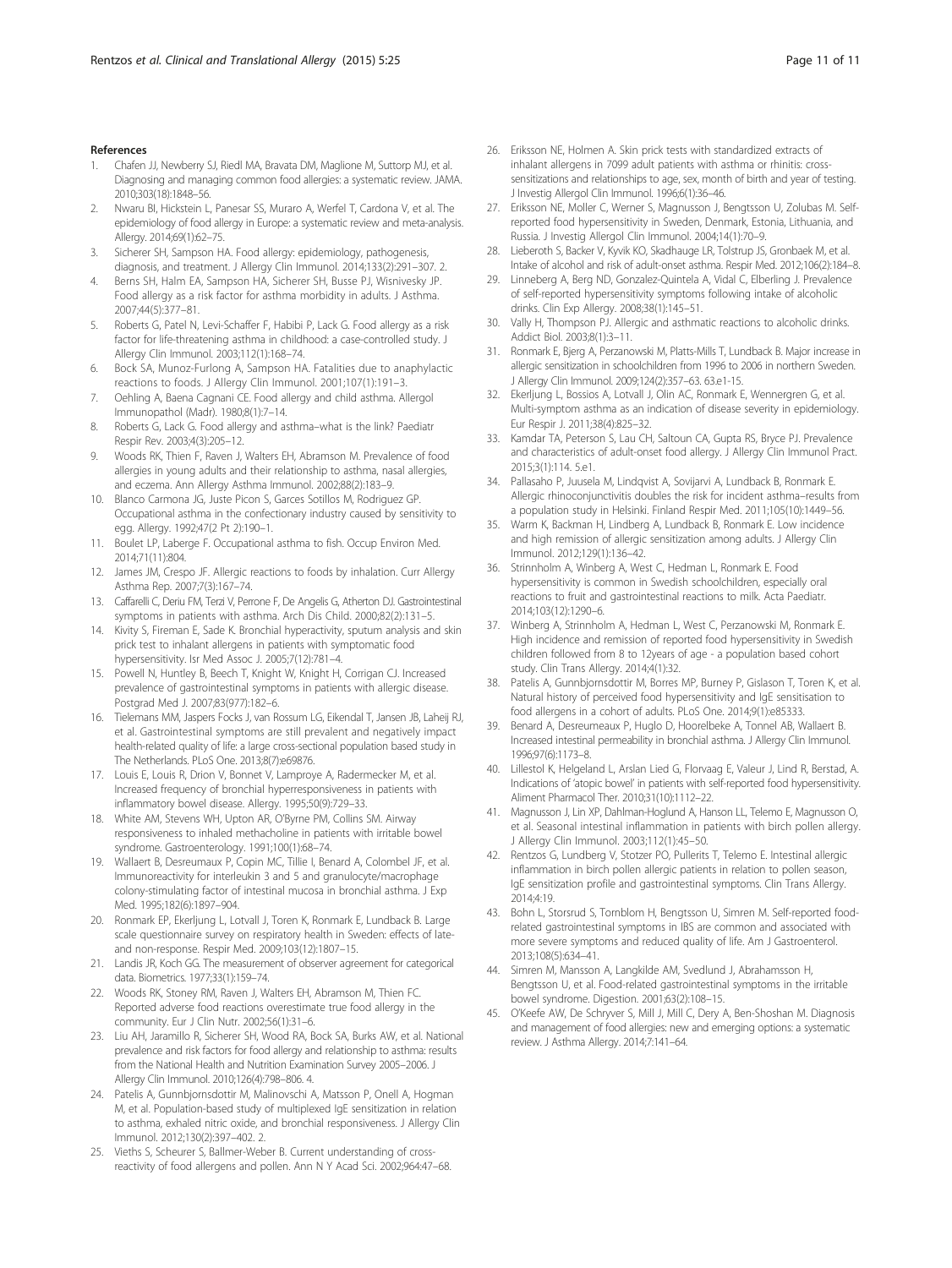## References

1. Chafen JJ, Newberry SJ, Riedl MA, Bravata DM, Maglione M, Suttorp MJ, et al. Diagnosing and managing common food allergies: a systematic review. JAMA. 2010;303(18):1848–56.
2. Nwaru BI, Hickstein L, Panesar SS, Muraro A, Werfel T, Cardona V, et al. The epidemiology of food allergy in Europe: a systematic review and meta-analysis. Allergy. 2014;69(1):62–75.
3. Sicherer SH, Sampson HA. Food allergy: epidemiology, pathogenesis, diagnosis, and treatment. J Allergy Clin Immunol. 2014;133(2):291–307. 2.
4. Berns SH, Halm EA, Sampson HA, Sicherer SH, Busse PJ, Wisnivesky JP. Food allergy as a risk factor for asthma morbidity in adults. J Asthma. 2007;44(5):377–81.
5. Roberts G, Patel N, Levi-Schaffer F, Habibi P, Lack G. Food allergy as a risk factor for life-threatening asthma in childhood: a case-controlled study. J Allergy Clin Immunol. 2003;112(1):168–74.
6. Bock SA, Munoz-Furlong A, Sampson HA. Fatalities due to anaphylactic reactions to foods. J Allergy Clin Immunol. 2001;107(1):191–3.
7. Oehling A, Baena Cagnani CE. Food allergy and child asthma. Allergol Immunopathol (Madr). 1980;8(1):7–14.
8. Roberts G, Lack G. Food allergy and asthma–what is the link? Paediatr Respir Rev. 2003;4(3):205–12.
9. Woods RK, Thien F, Raven J, Walters EH, Abramson M. Prevalence of food allergies in young adults and their relationship to asthma, nasal allergies, and eczema. Ann Allergy Asthma Immunol. 2002;88(2):183–9.
10. Blanco Carmona JG, Juste Picon S, Garces Sotillos M, Rodriguez GP. Occupational asthma in the confectionary industry caused by sensitivity to egg. Allergy. 1992;47(2 Pt 2):190–1.
11. Boulet LP, Laberge F. Occupational asthma to fish. Occup Environ Med. 2014;71(11):804.
12. James JM, Crespo JF. Allergic reactions to foods by inhalation. Curr Allergy Asthma Rep. 2007;7(3):167–74.
13. Caffarelli C, Deriu FM, Terzi V, Perrone F, De Angelis G, Atherton DJ. Gastrointestinal symptoms in patients with asthma. Arch Dis Child. 2000;82(2):131–5.
14. Kivity S, Fireman E, Sade K. Bronchial hyperactivity, sputum analysis and skin prick test to inhalant allergens in patients with symptomatic food hypersensitivity. Isr Med Assoc J. 2005;7(12):781–4.
15. Powell N, Huntley B, Beech T, Knight W, Knight H, Corrigan CJ. Increased prevalence of gastrointestinal symptoms in patients with allergic disease. Postgrad Med J. 2007;83(977):182–6.
16. Tielemans MM, Jaspers Focks J, van Rossum LG, Eikendal T, Jansen JB, Laheij RJ, et al. Gastrointestinal symptoms are still prevalent and negatively impact health-related quality of life: a large cross-sectional population based study in The Netherlands. PLoS One. 2013;8(7):e69876.
17. Louis E, Louis R, Drion V, Bonnet V, Lamproye A, Radermecker M, et al. Increased frequency of bronchial hyperresponsiveness in patients with inflammatory bowel disease. Allergy. 1995;50(9):729–33.
18. White AM, Stevens WH, Upton AR, O'Byrne PM, Collins SM. Airway responsiveness to inhaled methacholine in patients with irritable bowel syndrome. Gastroenterology. 1991;100(1):68–74.
19. Wallaert B, Desreumaux P, Copin MC, Tillie I, Benard A, Colombel JF, et al. Immunoreactivity for interleukin 3 and 5 and granulocyte/macrophage colony-stimulating factor of intestinal mucosa in bronchial asthma. J Exp Med. 1995;182(6):1897–904.
20. Ronmark EP, Ekerljung L, Lotvall J, Toren K, Ronmark E, Lundback B. Large scale questionnaire survey on respiratory health in Sweden: effects of late- and non-response. Respir Med. 2009;103(12):1807–15.
21. Landis JR, Koch GG. The measurement of observer agreement for categorical data. Biometrics. 1977;33(1):159–74.
22. Woods RK, Stoney RM, Raven J, Walters EH, Abramson M, Thien FC. Reported adverse food reactions overestimate true food allergy in the community. Eur J Clin Nutr. 2002;56(1):31–6.
23. Liu AH, Jaramillo R, Sicherer SH, Wood RA, Bock SA, Burks AW, et al. National prevalence and risk factors for food allergy and relationship to asthma: results from the National Health and Nutrition Examination Survey 2005–2006. J Allergy Clin Immunol. 2010;126(4):798–806. 4.
24. Patelis A, Gunnbjornsdottir M, Malinovschi A, Matsson P, Onell A, Hogman M, et al. Population-based study of multiplexed IgE sensitization in relation to asthma, exhaled nitric oxide, and bronchial responsiveness. J Allergy Clin Immunol. 2012;130(2):397–402. 2.
25. Vieths S, Scheurer S, Ballmer-Weber B. Current understanding of cross-reactivity of food allergens and pollen. Ann N Y Acad Sci. 2002;964:47–68.
26. Eriksson NE, Holmen A. Skin prick tests with standardized extracts of inhalant allergens in 7099 adult patients with asthma or rhinitis: cross-sensitizations and relationships to age, sex, month of birth and year of testing. J Investig Allergol Clin Immunol. 1996;6(1):36–46.
27. Eriksson NE, Moller C, Werner S, Magnusson J, Bengtsson U, Zolubas M. Self-reported food hypersensitivity in Sweden, Denmark, Estonia, Lithuania, and Russia. J Investig Allergol Clin Immunol. 2004;14(1):70–9.
28. Lieberoth S, Backer V, Kyvik KO, Skadhauge LR, Tolstrup JS, Gronbaek M, et al. Intake of alcohol and risk of adult-onset asthma. Respir Med. 2012;106(2):184–8.
29. Linneberg A, Berg ND, Gonzalez-Quintela A, Vidal C, Elberling J. Prevalence of self-reported hypersensitivity symptoms following intake of alcoholic drinks. Clin Exp Allergy. 2008;38(1):145–51.
30. Vally H, Thompson PJ. Allergic and asthmatic reactions to alcoholic drinks. Addict Biol. 2003;8(1):3–11.
31. Ronmark E, Bjerg A, Perzanowski M, Platts-Mills T, Lundback B. Major increase in allergic sensitization in schoolchildren from 1996 to 2006 in northern Sweden. J Allergy Clin Immunol. 2009;124(2):357–63. 63.e1-15.
32. Ekerljung L, Bossios A, Lotvall J, Olin AC, Ronmark E, Wennergren G, et al. Multi-symptom asthma as an indication of disease severity in epidemiology. Eur Respir J. 2011;38(4):825–32.
33. Kamdar TA, Peterson S, Lau CH, Saltoun CA, Gupta RS, Bryce PJ. Prevalence and characteristics of adult-onset food allergy. J Allergy Clin Immunol Pract. 2015;3(1):114. 5.e1.
34. Pallasaho P, Juusela M, Lindqvist A, Sovijarvi A, Lundback B, Ronmark E. Allergic rhinoconjunctivitis doubles the risk for incident asthma–results from a population study in Helsinki. Finland Respir Med. 2011;105(10):1449–56.
35. Warm K, Backman H, Lindberg A, Lundback B, Ronmark E. Low incidence and high remission of allergic sensitization among adults. J Allergy Clin Immunol. 2012;129(1):136–42.
36. Strinnholm A, Winberg A, West C, Hedman L, Ronmark E. Food hypersensitivity is common in Swedish schoolchildren, especially oral reactions to fruit and gastrointestinal reactions to milk. Acta Paediatr. 2014;103(12):1290–6.
37. Winberg A, Strinnholm A, Hedman L, West C, Perzanowski M, Ronmark E. High incidence and remission of reported food hypersensitivity in Swedish children followed from 8 to 12years of age - a population based cohort study. Clin Trans Allergy. 2014;4(1):32.
38. Patelis A, Gunnbjornsdottir M, Borres MP, Burney P, Gislason T, Toren K, et al. Natural history of perceived food hypersensitivity and IgE sensitisation to food allergens in a cohort of adults. PLoS One. 2014;9(1):e85333.
39. Benard A, Desreumeaux P, Huglo D, Hoorelbeke A, Tonnel AB, Wallaert B. Increased intestinal permeability in bronchial asthma. J Allergy Clin Immunol. 1996;97(6):1173–8.
40. Lillestol K, Helgeland L, Arslan Lied G, Florvaag E, Valeur J, Lind R, Berstad, A. Indications of 'atopic bowel' in patients with self-reported food hypersensitivity. Aliment Pharmacol Ther. 2010;31(10):1112–22.
41. Magnusson J, Lin XP, Dahlman-Hoglund A, Hanson LL, Telemo E, Magnusson O, et al. Seasonal intestinal inflammation in patients with birch pollen allergy. J Allergy Clin Immunol. 2003;112(1):45–50.
42. Rentzos G, Lundberg V, Stotzer PO, Pullerits T, Telemo E. Intestinal allergic inflammation in birch pollen allergic patients in relation to pollen season, IgE sensitization profile and gastrointestinal symptoms. Clin Trans Allergy. 2014;4:19.
43. Bohn L, Storsrud S, Tornblom H, Bengtsson U, Simren M. Self-reported food-related gastrointestinal symptoms in IBS are common and associated with more severe symptoms and reduced quality of life. Am J Gastroenterol. 2013;108(5):634–41.
44. Simren M, Mansson A, Langkilde AM, Svedlund J, Abrahamsson H, Bengtsson U, et al. Food-related gastrointestinal symptoms in the irritable bowel syndrome. Digestion. 2001;63(2):108–15.
45. O'Keefe AW, De Schryver S, Mill J, Mill C, Dery A, Ben-Shoshan M. Diagnosis and management of food allergies: new and emerging options: a systematic review. J Asthma Allergy. 2014;7:141–64.